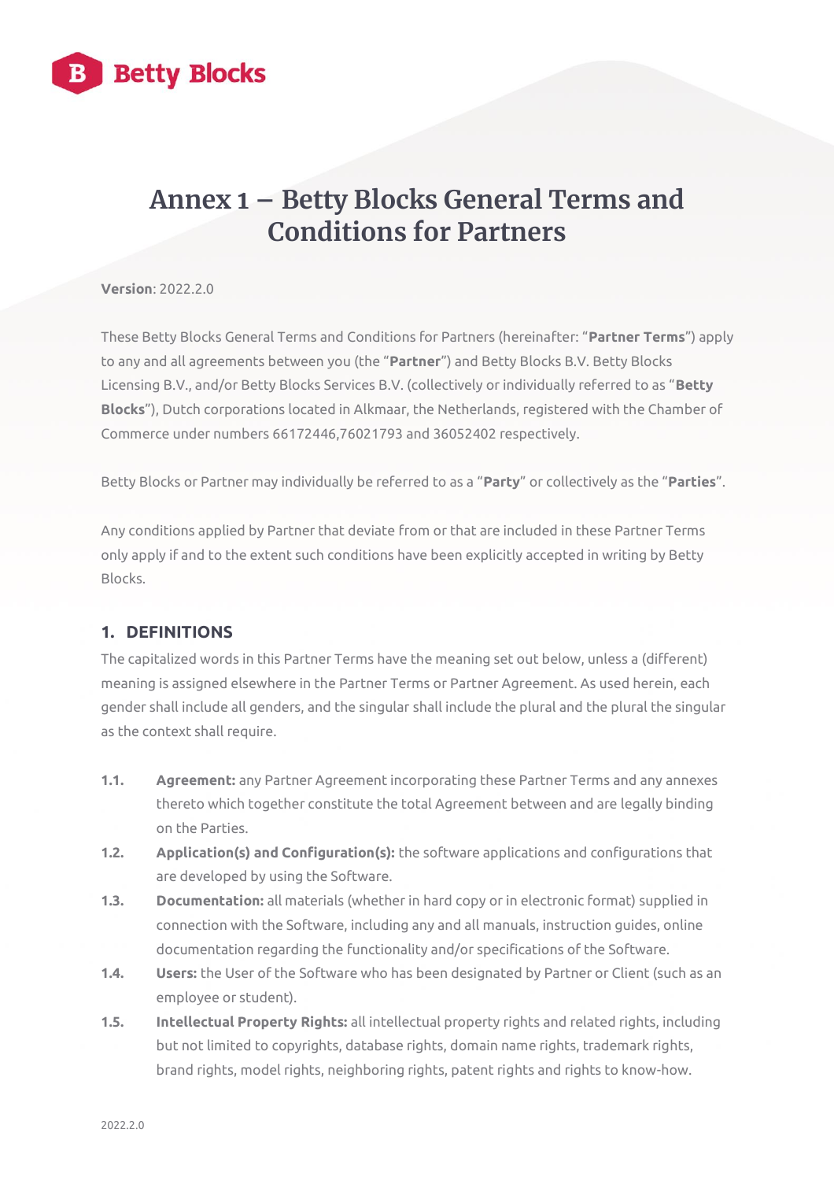# Annex 1 – Betty Blocks General Terms and Conditions for Partners

**Version**: 2022.2.0

These Betty Blocks General Terms and Conditions for Partners (hereinafter: "**Partner Terms**") apply to any and all agreements between you (the "**Partner**") and Betty Blocks B.V. Betty Blocks Licensing B.V., and/or Betty Blocks Services B.V. (collectively or individually referred to as "**Betty Blocks**"), Dutch corporations located in Alkmaar, the Netherlands, registered with the Chamber of Commerce under numbers 66172446,76021793 and 36052402 respectively.

Betty Blocks or Partner may individually be referred to as a "**Party**" or collectively as the "**Parties**".

Any conditions applied by Partner that deviate from or that are included in these Partner Terms only apply if and to the extent such conditions have been explicitly accepted in writing by Betty Blocks.

## 1. DEFINITIONS

The capitalized words in this Partner Terms have the meaning set out below, unless a (different) meaning is assigned elsewhere in the Partner Terms or Partner Agreement. As used herein, each gender shall include all genders, and the singular shall include the plural and the plural the singular as the context shall require.

1.1. **Agreement:** any Partner Agreement incorporating these Partner Terms and any annexes thereto which together constitute the total Agreement between and are legally binding on the Parties.

1.2. **Application(s) and Configuration(s):** the software applications and configurations that are developed by using the Software.

1.3. **Documentation:** all materials (whether in hard copy or in electronic format) supplied in connection with the Software, including any and all manuals, instruction guides, online documentation regarding the functionality and/or specifications of the Software.

1.4. **Users:** the User of the Software who has been designated by Partner or Client (such as an employee or student).

1.5. **Intellectual Property Rights:** all intellectual property rights and related rights, including but not limited to copyrights, database rights, domain name rights, trademark rights, brand rights, model rights, neighboring rights, patent rights and rights to know-how.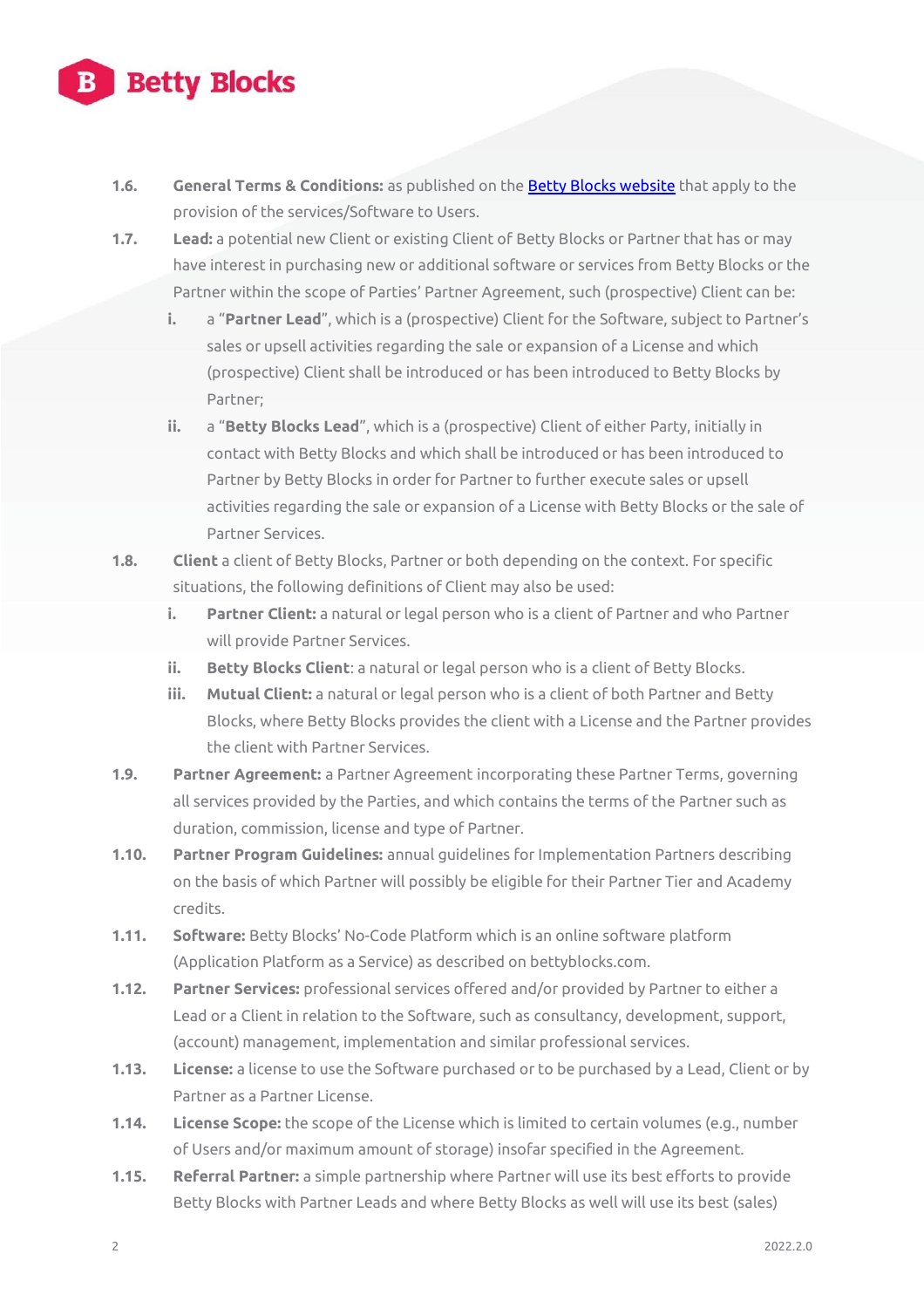1.6. **General Terms & Conditions:** as published on the [Betty Blocks website]() that apply to the provision of the services/Software to Users.

1.7. **Lead:** a potential new Client or existing Client of Betty Blocks or Partner that has or may have interest in purchasing new or additional software or services from Betty Blocks or the Partner within the scope of Parties' Partner Agreement, such (prospective) Client can be:

   i. a "**Partner Lead**", which is a (prospective) Client for the Software, subject to Partner's sales or upsell activities regarding the sale or expansion of a License and which (prospective) Client shall be introduced or has been introduced to Betty Blocks by Partner;

   ii. a "**Betty Blocks Lead**", which is a (prospective) Client of either Party, initially in contact with Betty Blocks and which shall be introduced or has been introduced to Partner by Betty Blocks in order for Partner to further execute sales or upsell activities regarding the sale or expansion of a License with Betty Blocks or the sale of Partner Services.

1.8. **Client** a client of Betty Blocks, Partner or both depending on the context. For specific situations, the following definitions of Client may also be used:

   i. **Partner Client:** a natural or legal person who is a client of Partner and who Partner will provide Partner Services.

   ii. **Betty Blocks Client**: a natural or legal person who is a client of Betty Blocks.

   iii. **Mutual Client:** a natural or legal person who is a client of both Partner and Betty Blocks, where Betty Blocks provides the client with a License and the Partner provides the client with Partner Services.

1.9. **Partner Agreement:** a Partner Agreement incorporating these Partner Terms, governing all services provided by the Parties, and which contains the terms of the Partner such as duration, commission, license and type of Partner.

1.10. **Partner Program Guidelines:** annual guidelines for Implementation Partners describing on the basis of which Partner will possibly be eligible for their Partner Tier and Academy credits.

1.11. **Software:** Betty Blocks' No-Code Platform which is an online software platform (Application Platform as a Service) as described on bettyblocks.com.

1.12. **Partner Services:** professional services offered and/or provided by Partner to either a Lead or a Client in relation to the Software, such as consultancy, development, support, (account) management, implementation and similar professional services.

1.13. **License:** a license to use the Software purchased or to be purchased by a Lead, Client or by Partner as a Partner License.

1.14. **License Scope:** the scope of the License which is limited to certain volumes (e.g., number of Users and/or maximum amount of storage) insofar specified in the Agreement.

1.15. **Referral Partner:** a simple partnership where Partner will use its best efforts to provide Betty Blocks with Partner Leads and where Betty Blocks as well will use its best (sales)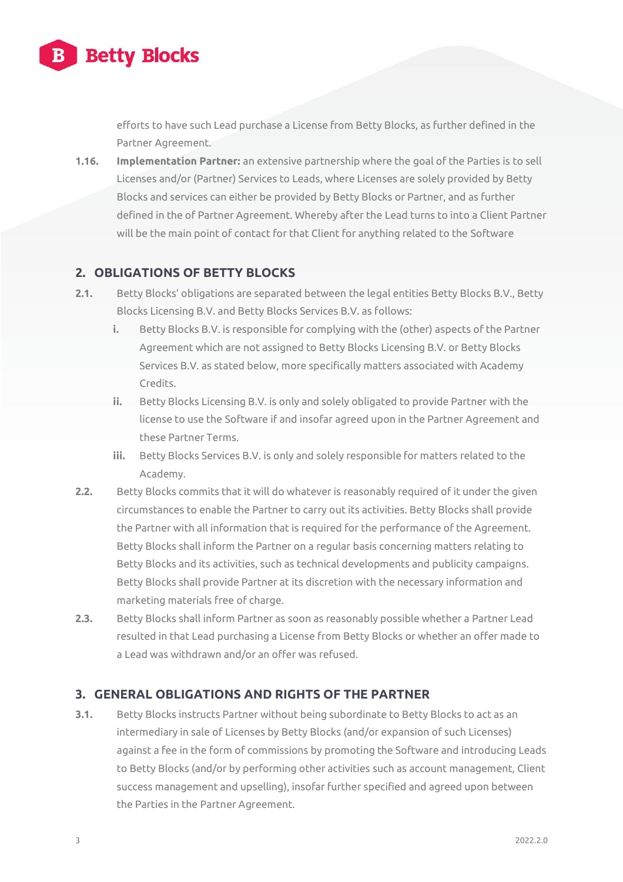efforts to have such Lead purchase a License from Betty Blocks, as further defined in the Partner Agreement.

**1.16.** **Implementation Partner:** an extensive partnership where the goal of the Parties is to sell Licenses and/or (Partner) Services to Leads, where Licenses are solely provided by Betty Blocks and services can either be provided by Betty Blocks or Partner, and as further defined in the of Partner Agreement. Whereby after the Lead turns to into a Client Partner will be the main point of contact for that Client for anything related to the Software

## 2. OBLIGATIONS OF BETTY BLOCKS

**2.1.** Betty Blocks' obligations are separated between the legal entities Betty Blocks B.V., Betty Blocks Licensing B.V. and Betty Blocks Services B.V. as follows:

- **i.** Betty Blocks B.V. is responsible for complying with the (other) aspects of the Partner Agreement which are not assigned to Betty Blocks Licensing B.V. or Betty Blocks Services B.V. as stated below, more specifically matters associated with Academy Credits.
- **ii.** Betty Blocks Licensing B.V. is only and solely obligated to provide Partner with the license to use the Software if and insofar agreed upon in the Partner Agreement and these Partner Terms.
- **iii.** Betty Blocks Services B.V. is only and solely responsible for matters related to the Academy.

**2.2.** Betty Blocks commits that it will do whatever is reasonably required of it under the given circumstances to enable the Partner to carry out its activities. Betty Blocks shall provide the Partner with all information that is required for the performance of the Agreement. Betty Blocks shall inform the Partner on a regular basis concerning matters relating to Betty Blocks and its activities, such as technical developments and publicity campaigns. Betty Blocks shall provide Partner at its discretion with the necessary information and marketing materials free of charge.

**2.3.** Betty Blocks shall inform Partner as soon as reasonably possible whether a Partner Lead resulted in that Lead purchasing a License from Betty Blocks or whether an offer made to a Lead was withdrawn and/or an offer was refused.

## 3. GENERAL OBLIGATIONS AND RIGHTS OF THE PARTNER

**3.1.** Betty Blocks instructs Partner without being subordinate to Betty Blocks to act as an intermediary in sale of Licenses by Betty Blocks (and/or expansion of such Licenses) against a fee in the form of commissions by promoting the Software and introducing Leads to Betty Blocks (and/or by performing other activities such as account management, Client success management and upselling), insofar further specified and agreed upon between the Parties in the Partner Agreement.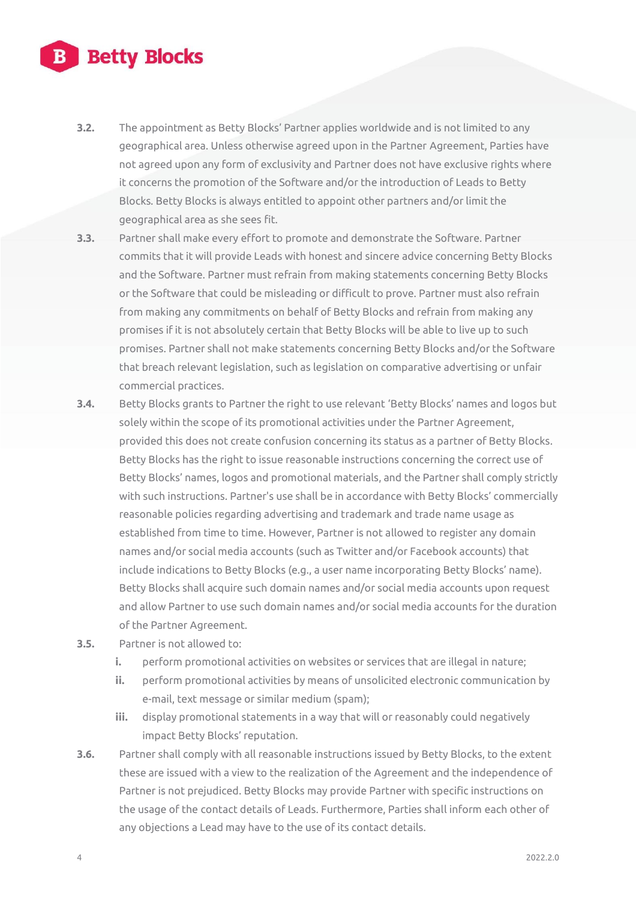**3.2.** The appointment as Betty Blocks' Partner applies worldwide and is not limited to any geographical area. Unless otherwise agreed upon in the Partner Agreement, Parties have not agreed upon any form of exclusivity and Partner does not have exclusive rights where it concerns the promotion of the Software and/or the introduction of Leads to Betty Blocks. Betty Blocks is always entitled to appoint other partners and/or limit the geographical area as she sees fit.

**3.3.** Partner shall make every effort to promote and demonstrate the Software. Partner commits that it will provide Leads with honest and sincere advice concerning Betty Blocks and the Software. Partner must refrain from making statements concerning Betty Blocks or the Software that could be misleading or difficult to prove. Partner must also refrain from making any commitments on behalf of Betty Blocks and refrain from making any promises if it is not absolutely certain that Betty Blocks will be able to live up to such promises. Partner shall not make statements concerning Betty Blocks and/or the Software that breach relevant legislation, such as legislation on comparative advertising or unfair commercial practices.

**3.4.** Betty Blocks grants to Partner the right to use relevant 'Betty Blocks' names and logos but solely within the scope of its promotional activities under the Partner Agreement, provided this does not create confusion concerning its status as a partner of Betty Blocks. Betty Blocks has the right to issue reasonable instructions concerning the correct use of Betty Blocks' names, logos and promotional materials, and the Partner shall comply strictly with such instructions. Partner's use shall be in accordance with Betty Blocks' commercially reasonable policies regarding advertising and trademark and trade name usage as established from time to time. However, Partner is not allowed to register any domain names and/or social media accounts (such as Twitter and/or Facebook accounts) that include indications to Betty Blocks (e.g., a user name incorporating Betty Blocks' name). Betty Blocks shall acquire such domain names and/or social media accounts upon request and allow Partner to use such domain names and/or social media accounts for the duration of the Partner Agreement.

**3.5.** Partner is not allowed to:

- **i.** perform promotional activities on websites or services that are illegal in nature;
- **ii.** perform promotional activities by means of unsolicited electronic communication by e-mail, text message or similar medium (spam);
- **iii.** display promotional statements in a way that will or reasonably could negatively impact Betty Blocks' reputation.

**3.6.** Partner shall comply with all reasonable instructions issued by Betty Blocks, to the extent these are issued with a view to the realization of the Agreement and the independence of Partner is not prejudiced. Betty Blocks may provide Partner with specific instructions on the usage of the contact details of Leads. Furthermore, Parties shall inform each other of any objections a Lead may have to the use of its contact details.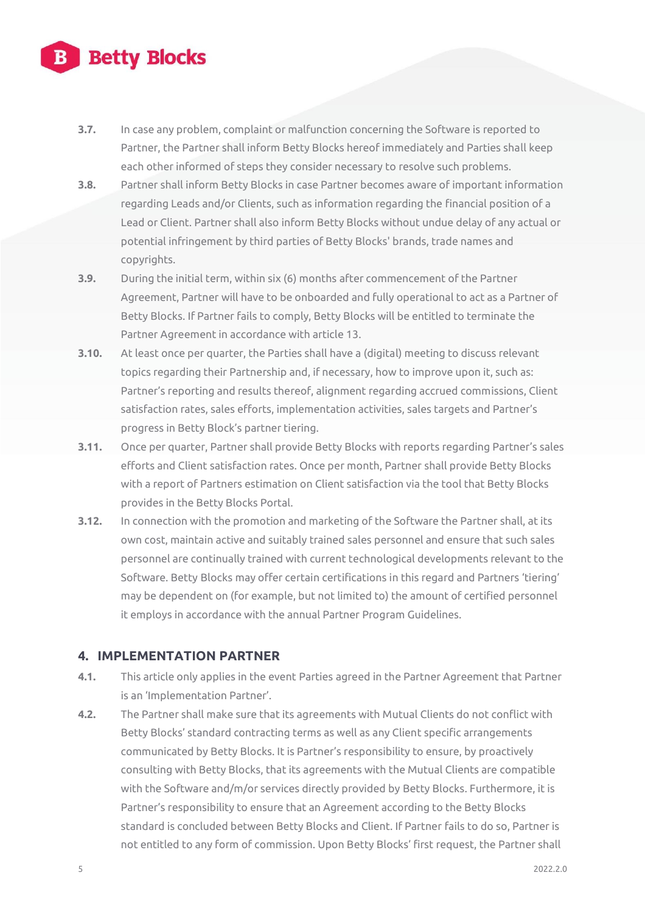**3.7.** In case any problem, complaint or malfunction concerning the Software is reported to Partner, the Partner shall inform Betty Blocks hereof immediately and Parties shall keep each other informed of steps they consider necessary to resolve such problems.

**3.8.** Partner shall inform Betty Blocks in case Partner becomes aware of important information regarding Leads and/or Clients, such as information regarding the financial position of a Lead or Client. Partner shall also inform Betty Blocks without undue delay of any actual or potential infringement by third parties of Betty Blocks' brands, trade names and copyrights.

**3.9.** During the initial term, within six (6) months after commencement of the Partner Agreement, Partner will have to be onboarded and fully operational to act as a Partner of Betty Blocks. If Partner fails to comply, Betty Blocks will be entitled to terminate the Partner Agreement in accordance with article 13.

**3.10.** At least once per quarter, the Parties shall have a (digital) meeting to discuss relevant topics regarding their Partnership and, if necessary, how to improve upon it, such as: Partner's reporting and results thereof, alignment regarding accrued commissions, Client satisfaction rates, sales efforts, implementation activities, sales targets and Partner's progress in Betty Block's partner tiering.

**3.11.** Once per quarter, Partner shall provide Betty Blocks with reports regarding Partner's sales efforts and Client satisfaction rates. Once per month, Partner shall provide Betty Blocks with a report of Partners estimation on Client satisfaction via the tool that Betty Blocks provides in the Betty Blocks Portal.

**3.12.** In connection with the promotion and marketing of the Software the Partner shall, at its own cost, maintain active and suitably trained sales personnel and ensure that such sales personnel are continually trained with current technological developments relevant to the Software. Betty Blocks may offer certain certifications in this regard and Partners 'tiering' may be dependent on (for example, but not limited to) the amount of certified personnel it employs in accordance with the annual Partner Program Guidelines.

## 4. IMPLEMENTATION PARTNER

**4.1.** This article only applies in the event Parties agreed in the Partner Agreement that Partner is an 'Implementation Partner'.

**4.2.** The Partner shall make sure that its agreements with Mutual Clients do not conflict with Betty Blocks' standard contracting terms as well as any Client specific arrangements communicated by Betty Blocks. It is Partner's responsibility to ensure, by proactively consulting with Betty Blocks, that its agreements with the Mutual Clients are compatible with the Software and/m/or services directly provided by Betty Blocks. Furthermore, it is Partner's responsibility to ensure that an Agreement according to the Betty Blocks standard is concluded between Betty Blocks and Client. If Partner fails to do so, Partner is not entitled to any form of commission. Upon Betty Blocks' first request, the Partner shall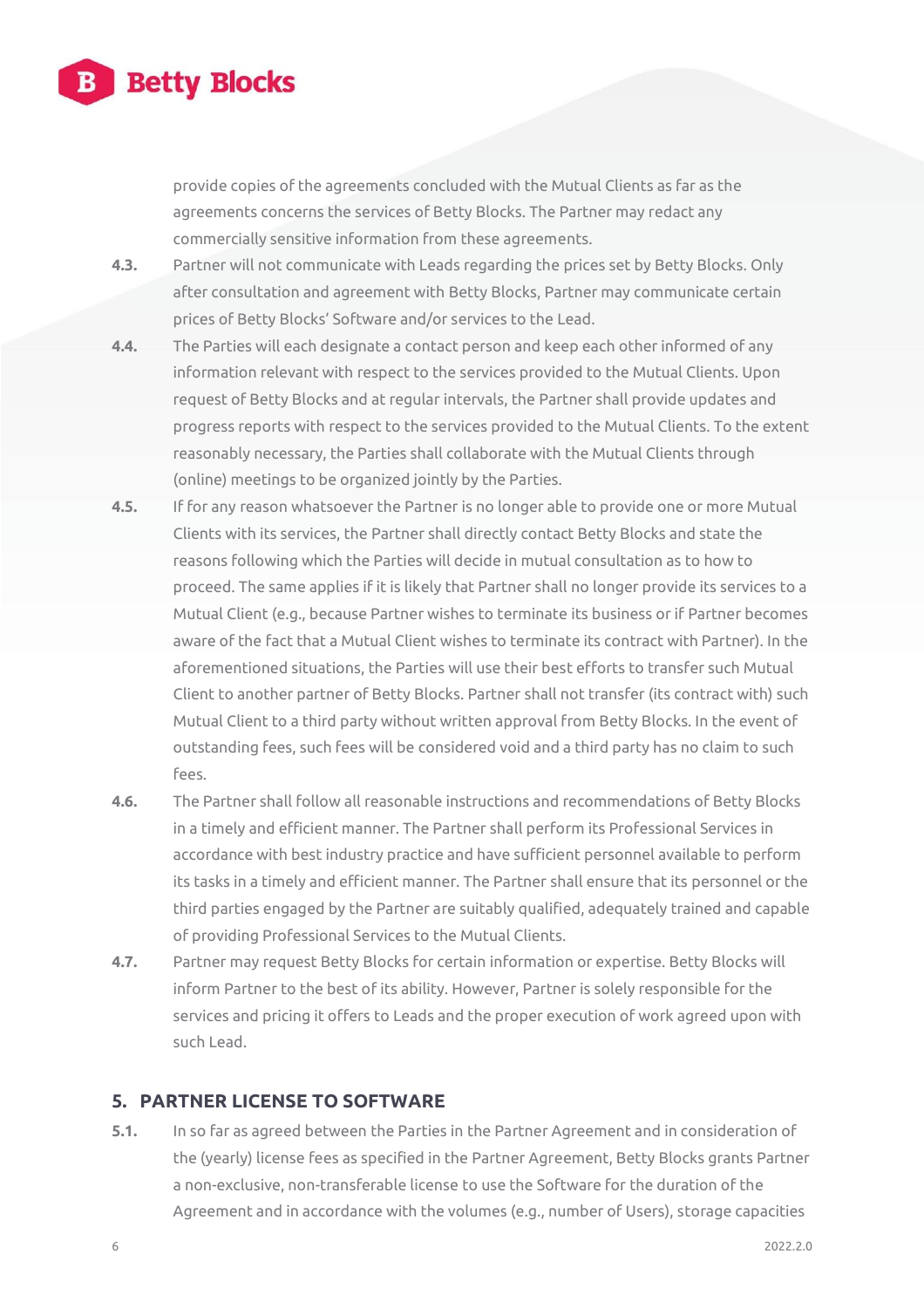provide copies of the agreements concluded with the Mutual Clients as far as the agreements concerns the services of Betty Blocks. The Partner may redact any commercially sensitive information from these agreements.

**4.3.** Partner will not communicate with Leads regarding the prices set by Betty Blocks. Only after consultation and agreement with Betty Blocks, Partner may communicate certain prices of Betty Blocks' Software and/or services to the Lead.

**4.4.** The Parties will each designate a contact person and keep each other informed of any information relevant with respect to the services provided to the Mutual Clients. Upon request of Betty Blocks and at regular intervals, the Partner shall provide updates and progress reports with respect to the services provided to the Mutual Clients. To the extent reasonably necessary, the Parties shall collaborate with the Mutual Clients through (online) meetings to be organized jointly by the Parties.

**4.5.** If for any reason whatsoever the Partner is no longer able to provide one or more Mutual Clients with its services, the Partner shall directly contact Betty Blocks and state the reasons following which the Parties will decide in mutual consultation as to how to proceed. The same applies if it is likely that Partner shall no longer provide its services to a Mutual Client (e.g., because Partner wishes to terminate its business or if Partner becomes aware of the fact that a Mutual Client wishes to terminate its contract with Partner). In the aforementioned situations, the Parties will use their best efforts to transfer such Mutual Client to another partner of Betty Blocks. Partner shall not transfer (its contract with) such Mutual Client to a third party without written approval from Betty Blocks. In the event of outstanding fees, such fees will be considered void and a third party has no claim to such fees.

**4.6.** The Partner shall follow all reasonable instructions and recommendations of Betty Blocks in a timely and efficient manner. The Partner shall perform its Professional Services in accordance with best industry practice and have sufficient personnel available to perform its tasks in a timely and efficient manner. The Partner shall ensure that its personnel or the third parties engaged by the Partner are suitably qualified, adequately trained and capable of providing Professional Services to the Mutual Clients.

**4.7.** Partner may request Betty Blocks for certain information or expertise. Betty Blocks will inform Partner to the best of its ability. However, Partner is solely responsible for the services and pricing it offers to Leads and the proper execution of work agreed upon with such Lead.

## 5. PARTNER LICENSE TO SOFTWARE

**5.1.** In so far as agreed between the Parties in the Partner Agreement and in consideration of the (yearly) license fees as specified in the Partner Agreement, Betty Blocks grants Partner a non-exclusive, non-transferable license to use the Software for the duration of the Agreement and in accordance with the volumes (e.g., number of Users), storage capacities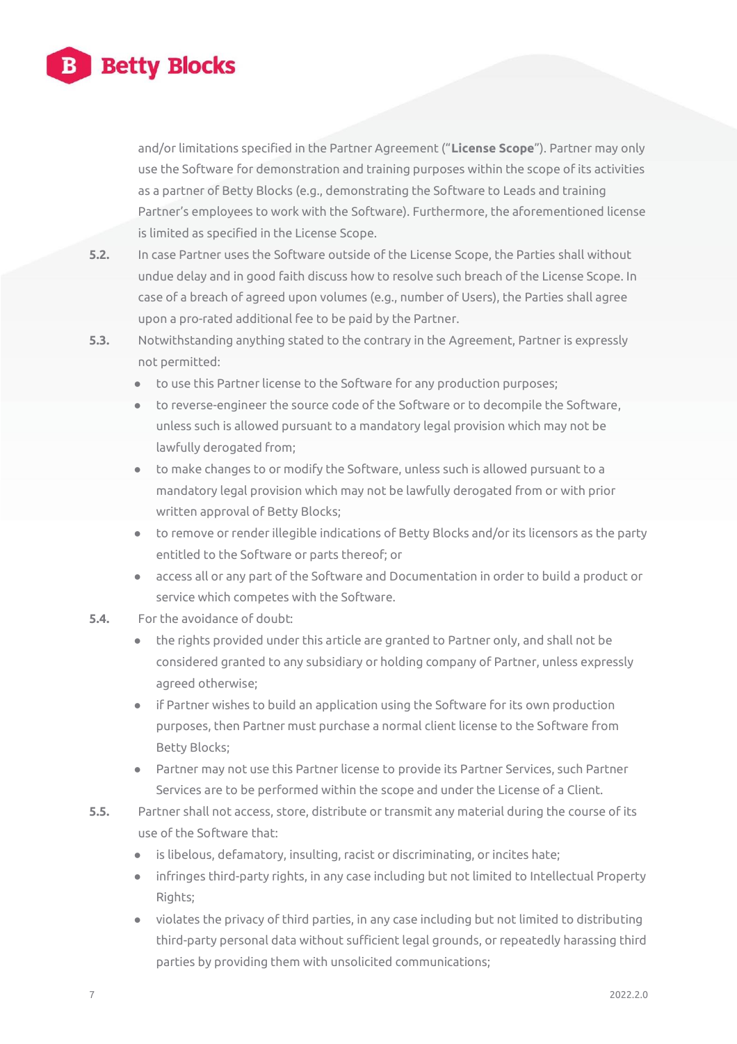and/or limitations specified in the Partner Agreement ("**License Scope**"). Partner may only use the Software for demonstration and training purposes within the scope of its activities as a partner of Betty Blocks (e.g., demonstrating the Software to Leads and training Partner's employees to work with the Software). Furthermore, the aforementioned license is limited as specified in the License Scope.

**5.2.** In case Partner uses the Software outside of the License Scope, the Parties shall without undue delay and in good faith discuss how to resolve such breach of the License Scope. In case of a breach of agreed upon volumes (e.g., number of Users), the Parties shall agree upon a pro-rated additional fee to be paid by the Partner.

**5.3.** Notwithstanding anything stated to the contrary in the Agreement, Partner is expressly not permitted:

- to use this Partner license to the Software for any production purposes;
- to reverse-engineer the source code of the Software or to decompile the Software, unless such is allowed pursuant to a mandatory legal provision which may not be lawfully derogated from;
- to make changes to or modify the Software, unless such is allowed pursuant to a mandatory legal provision which may not be lawfully derogated from or with prior written approval of Betty Blocks;
- to remove or render illegible indications of Betty Blocks and/or its licensors as the party entitled to the Software or parts thereof; or
- access all or any part of the Software and Documentation in order to build a product or service which competes with the Software.

**5.4.** For the avoidance of doubt:

- the rights provided under this article are granted to Partner only, and shall not be considered granted to any subsidiary or holding company of Partner, unless expressly agreed otherwise;
- if Partner wishes to build an application using the Software for its own production purposes, then Partner must purchase a normal client license to the Software from Betty Blocks;
- Partner may not use this Partner license to provide its Partner Services, such Partner Services are to be performed within the scope and under the License of a Client.

**5.5.** Partner shall not access, store, distribute or transmit any material during the course of its use of the Software that:

- is libelous, defamatory, insulting, racist or discriminating, or incites hate;
- infringes third-party rights, in any case including but not limited to Intellectual Property Rights;
- violates the privacy of third parties, in any case including but not limited to distributing third-party personal data without sufficient legal grounds, or repeatedly harassing third parties by providing them with unsolicited communications;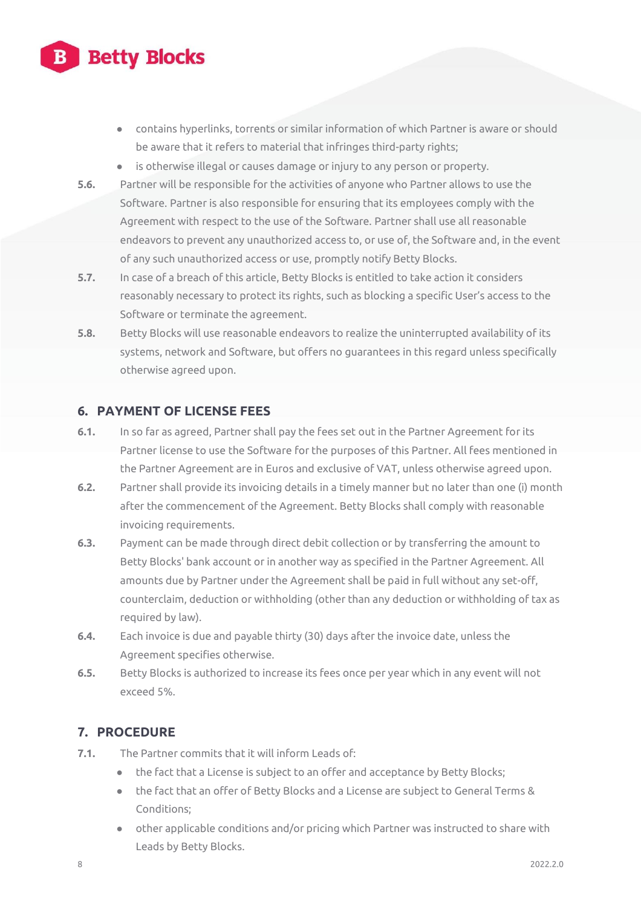- contains hyperlinks, torrents or similar information of which Partner is aware or should be aware that it refers to material that infringes third-party rights;
- is otherwise illegal or causes damage or injury to any person or property.

**5.6.** Partner will be responsible for the activities of anyone who Partner allows to use the Software. Partner is also responsible for ensuring that its employees comply with the Agreement with respect to the use of the Software. Partner shall use all reasonable endeavors to prevent any unauthorized access to, or use of, the Software and, in the event of any such unauthorized access or use, promptly notify Betty Blocks.

**5.7.** In case of a breach of this article, Betty Blocks is entitled to take action it considers reasonably necessary to protect its rights, such as blocking a specific User's access to the Software or terminate the agreement.

**5.8.** Betty Blocks will use reasonable endeavors to realize the uninterrupted availability of its systems, network and Software, but offers no guarantees in this regard unless specifically otherwise agreed upon.

## 6. PAYMENT OF LICENSE FEES

**6.1.** In so far as agreed, Partner shall pay the fees set out in the Partner Agreement for its Partner license to use the Software for the purposes of this Partner. All fees mentioned in the Partner Agreement are in Euros and exclusive of VAT, unless otherwise agreed upon.

**6.2.** Partner shall provide its invoicing details in a timely manner but no later than one (i) month after the commencement of the Agreement. Betty Blocks shall comply with reasonable invoicing requirements.

**6.3.** Payment can be made through direct debit collection or by transferring the amount to Betty Blocks' bank account or in another way as specified in the Partner Agreement. All amounts due by Partner under the Agreement shall be paid in full without any set-off, counterclaim, deduction or withholding (other than any deduction or withholding of tax as required by law).

**6.4.** Each invoice is due and payable thirty (30) days after the invoice date, unless the Agreement specifies otherwise.

**6.5.** Betty Blocks is authorized to increase its fees once per year which in any event will not exceed 5%.

## 7. PROCEDURE

**7.1.** The Partner commits that it will inform Leads of:

- the fact that a License is subject to an offer and acceptance by Betty Blocks;
- the fact that an offer of Betty Blocks and a License are subject to General Terms & Conditions;
- other applicable conditions and/or pricing which Partner was instructed to share with Leads by Betty Blocks.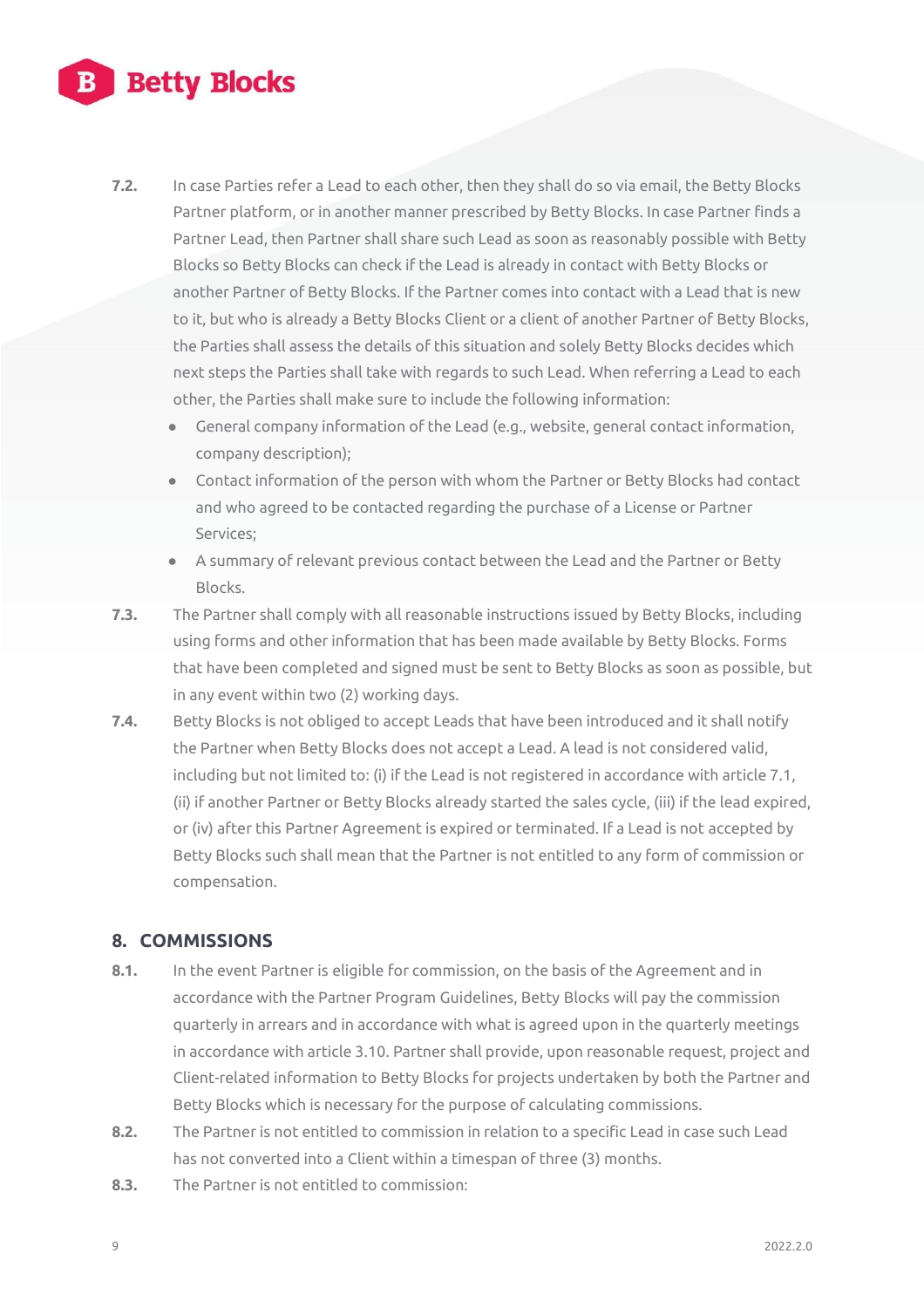**7.2.** In case Parties refer a Lead to each other, then they shall do so via email, the Betty Blocks Partner platform, or in another manner prescribed by Betty Blocks. In case Partner finds a Partner Lead, then Partner shall share such Lead as soon as reasonably possible with Betty Blocks so Betty Blocks can check if the Lead is already in contact with Betty Blocks or another Partner of Betty Blocks. If the Partner comes into contact with a Lead that is new to it, but who is already a Betty Blocks Client or a client of another Partner of Betty Blocks, the Parties shall assess the details of this situation and solely Betty Blocks decides which next steps the Parties shall take with regards to such Lead. When referring a Lead to each other, the Parties shall make sure to include the following information:

- General company information of the Lead (e.g., website, general contact information, company description);
- Contact information of the person with whom the Partner or Betty Blocks had contact and who agreed to be contacted regarding the purchase of a License or Partner Services;
- A summary of relevant previous contact between the Lead and the Partner or Betty Blocks.

**7.3.** The Partner shall comply with all reasonable instructions issued by Betty Blocks, including using forms and other information that has been made available by Betty Blocks. Forms that have been completed and signed must be sent to Betty Blocks as soon as possible, but in any event within two (2) working days.

**7.4.** Betty Blocks is not obliged to accept Leads that have been introduced and it shall notify the Partner when Betty Blocks does not accept a Lead. A lead is not considered valid, including but not limited to: (i) if the Lead is not registered in accordance with article 7.1, (ii) if another Partner or Betty Blocks already started the sales cycle, (iii) if the lead expired, or (iv) after this Partner Agreement is expired or terminated. If a Lead is not accepted by Betty Blocks such shall mean that the Partner is not entitled to any form of commission or compensation.

## 8. COMMISSIONS

**8.1.** In the event Partner is eligible for commission, on the basis of the Agreement and in accordance with the Partner Program Guidelines, Betty Blocks will pay the commission quarterly in arrears and in accordance with what is agreed upon in the quarterly meetings in accordance with article 3.10. Partner shall provide, upon reasonable request, project and Client-related information to Betty Blocks for projects undertaken by both the Partner and Betty Blocks which is necessary for the purpose of calculating commissions.

**8.2.** The Partner is not entitled to commission in relation to a specific Lead in case such Lead has not converted into a Client within a timespan of three (3) months.

**8.3.** The Partner is not entitled to commission: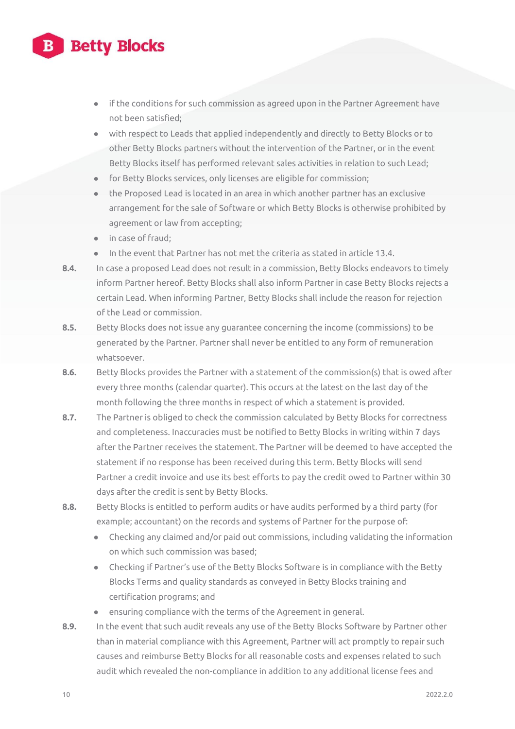- if the conditions for such commission as agreed upon in the Partner Agreement have not been satisfied;
- with respect to Leads that applied independently and directly to Betty Blocks or to other Betty Blocks partners without the intervention of the Partner, or in the event Betty Blocks itself has performed relevant sales activities in relation to such Lead;
- for Betty Blocks services, only licenses are eligible for commission;
- the Proposed Lead is located in an area in which another partner has an exclusive arrangement for the sale of Software or which Betty Blocks is otherwise prohibited by agreement or law from accepting;
- in case of fraud;
- In the event that Partner has not met the criteria as stated in article 13.4.

**8.4.** In case a proposed Lead does not result in a commission, Betty Blocks endeavors to timely inform Partner hereof. Betty Blocks shall also inform Partner in case Betty Blocks rejects a certain Lead. When informing Partner, Betty Blocks shall include the reason for rejection of the Lead or commission.

**8.5.** Betty Blocks does not issue any guarantee concerning the income (commissions) to be generated by the Partner. Partner shall never be entitled to any form of remuneration whatsoever.

**8.6.** Betty Blocks provides the Partner with a statement of the commission(s) that is owed after every three months (calendar quarter). This occurs at the latest on the last day of the month following the three months in respect of which a statement is provided.

**8.7.** The Partner is obliged to check the commission calculated by Betty Blocks for correctness and completeness. Inaccuracies must be notified to Betty Blocks in writing within 7 days after the Partner receives the statement. The Partner will be deemed to have accepted the statement if no response has been received during this term. Betty Blocks will send Partner a credit invoice and use its best efforts to pay the credit owed to Partner within 30 days after the credit is sent by Betty Blocks.

**8.8.** Betty Blocks is entitled to perform audits or have audits performed by a third party (for example; accountant) on the records and systems of Partner for the purpose of:

- Checking any claimed and/or paid out commissions, including validating the information on which such commission was based;
- Checking if Partner's use of the Betty Blocks Software is in compliance with the Betty Blocks Terms and quality standards as conveyed in Betty Blocks training and certification programs; and
- ensuring compliance with the terms of the Agreement in general.

**8.9.** In the event that such audit reveals any use of the Betty Blocks Software by Partner other than in material compliance with this Agreement, Partner will act promptly to repair such causes and reimburse Betty Blocks for all reasonable costs and expenses related to such audit which revealed the non-compliance in addition to any additional license fees and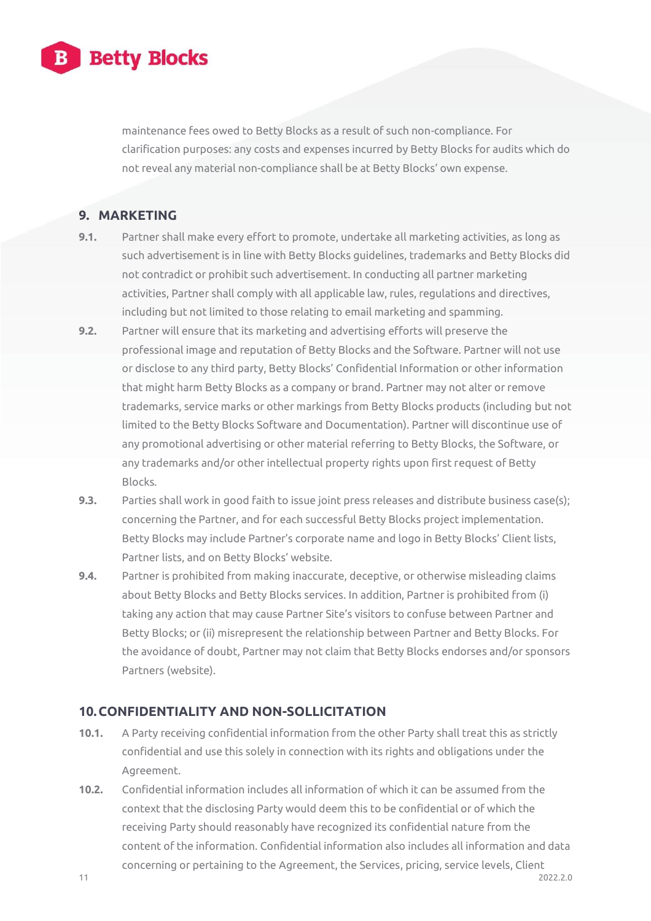maintenance fees owed to Betty Blocks as a result of such non-compliance. For clarification purposes: any costs and expenses incurred by Betty Blocks for audits which do not reveal any material non-compliance shall be at Betty Blocks' own expense.

## 9. MARKETING

**9.1.** Partner shall make every effort to promote, undertake all marketing activities, as long as such advertisement is in line with Betty Blocks guidelines, trademarks and Betty Blocks did not contradict or prohibit such advertisement. In conducting all partner marketing activities, Partner shall comply with all applicable law, rules, regulations and directives, including but not limited to those relating to email marketing and spamming.

**9.2.** Partner will ensure that its marketing and advertising efforts will preserve the professional image and reputation of Betty Blocks and the Software. Partner will not use or disclose to any third party, Betty Blocks' Confidential Information or other information that might harm Betty Blocks as a company or brand. Partner may not alter or remove trademarks, service marks or other markings from Betty Blocks products (including but not limited to the Betty Blocks Software and Documentation). Partner will discontinue use of any promotional advertising or other material referring to Betty Blocks, the Software, or any trademarks and/or other intellectual property rights upon first request of Betty Blocks.

**9.3.** Parties shall work in good faith to issue joint press releases and distribute business case(s); concerning the Partner, and for each successful Betty Blocks project implementation. Betty Blocks may include Partner's corporate name and logo in Betty Blocks' Client lists, Partner lists, and on Betty Blocks' website.

**9.4.** Partner is prohibited from making inaccurate, deceptive, or otherwise misleading claims about Betty Blocks and Betty Blocks services. In addition, Partner is prohibited from (i) taking any action that may cause Partner Site's visitors to confuse between Partner and Betty Blocks; or (ii) misrepresent the relationship between Partner and Betty Blocks. For the avoidance of doubt, Partner may not claim that Betty Blocks endorses and/or sponsors Partners (website).

## 10. CONFIDENTIALITY AND NON-SOLLICITATION

**10.1.** A Party receiving confidential information from the other Party shall treat this as strictly confidential and use this solely in connection with its rights and obligations under the Agreement.

**10.2.** Confidential information includes all information of which it can be assumed from the context that the disclosing Party would deem this to be confidential or of which the receiving Party should reasonably have recognized its confidential nature from the content of the information. Confidential information also includes all information and data concerning or pertaining to the Agreement, the Services, pricing, service levels, Client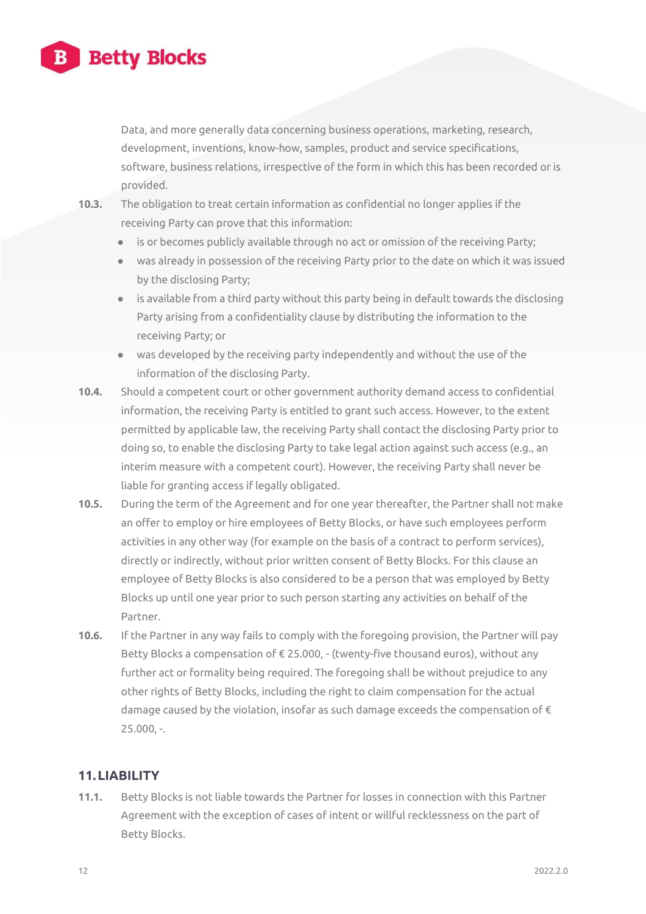Data, and more generally data concerning business operations, marketing, research, development, inventions, know-how, samples, product and service specifications, software, business relations, irrespective of the form in which this has been recorded or is provided.

**10.3.** The obligation to treat certain information as confidential no longer applies if the receiving Party can prove that this information:

- is or becomes publicly available through no act or omission of the receiving Party;
- was already in possession of the receiving Party prior to the date on which it was issued by the disclosing Party;
- is available from a third party without this party being in default towards the disclosing Party arising from a confidentiality clause by distributing the information to the receiving Party; or
- was developed by the receiving party independently and without the use of the information of the disclosing Party.

**10.4.** Should a competent court or other government authority demand access to confidential information, the receiving Party is entitled to grant such access. However, to the extent permitted by applicable law, the receiving Party shall contact the disclosing Party prior to doing so, to enable the disclosing Party to take legal action against such access (e.g., an interim measure with a competent court). However, the receiving Party shall never be liable for granting access if legally obligated.

**10.5.** During the term of the Agreement and for one year thereafter, the Partner shall not make an offer to employ or hire employees of Betty Blocks, or have such employees perform activities in any other way (for example on the basis of a contract to perform services), directly or indirectly, without prior written consent of Betty Blocks. For this clause an employee of Betty Blocks is also considered to be a person that was employed by Betty Blocks up until one year prior to such person starting any activities on behalf of the Partner.

**10.6.** If the Partner in any way fails to comply with the foregoing provision, the Partner will pay Betty Blocks a compensation of € 25.000, - (twenty-five thousand euros), without any further act or formality being required. The foregoing shall be without prejudice to any other rights of Betty Blocks, including the right to claim compensation for the actual damage caused by the violation, insofar as such damage exceeds the compensation of € 25.000, -.

## 11. LIABILITY

**11.1.** Betty Blocks is not liable towards the Partner for losses in connection with this Partner Agreement with the exception of cases of intent or willful recklessness on the part of Betty Blocks.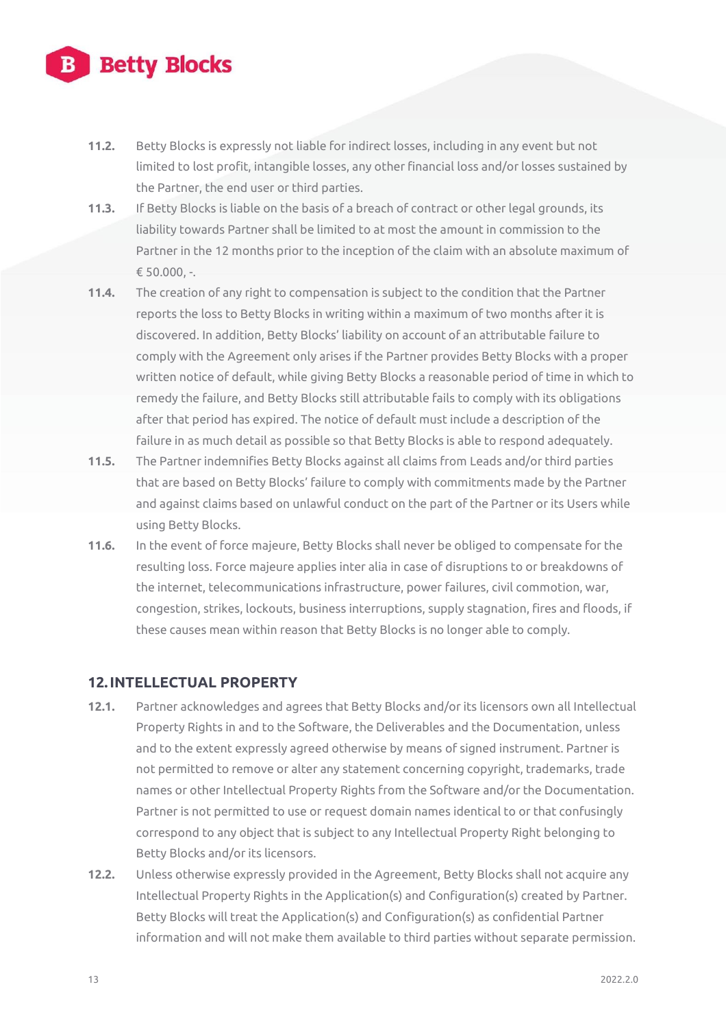**11.2.** Betty Blocks is expressly not liable for indirect losses, including in any event but not limited to lost profit, intangible losses, any other financial loss and/or losses sustained by the Partner, the end user or third parties.

**11.3.** If Betty Blocks is liable on the basis of a breach of contract or other legal grounds, its liability towards Partner shall be limited to at most the amount in commission to the Partner in the 12 months prior to the inception of the claim with an absolute maximum of € 50.000, -.

**11.4.** The creation of any right to compensation is subject to the condition that the Partner reports the loss to Betty Blocks in writing within a maximum of two months after it is discovered. In addition, Betty Blocks' liability on account of an attributable failure to comply with the Agreement only arises if the Partner provides Betty Blocks with a proper written notice of default, while giving Betty Blocks a reasonable period of time in which to remedy the failure, and Betty Blocks still attributable fails to comply with its obligations after that period has expired. The notice of default must include a description of the failure in as much detail as possible so that Betty Blocks is able to respond adequately.

**11.5.** The Partner indemnifies Betty Blocks against all claims from Leads and/or third parties that are based on Betty Blocks' failure to comply with commitments made by the Partner and against claims based on unlawful conduct on the part of the Partner or its Users while using Betty Blocks.

**11.6.** In the event of force majeure, Betty Blocks shall never be obliged to compensate for the resulting loss. Force majeure applies inter alia in case of disruptions to or breakdowns of the internet, telecommunications infrastructure, power failures, civil commotion, war, congestion, strikes, lockouts, business interruptions, supply stagnation, fires and floods, if these causes mean within reason that Betty Blocks is no longer able to comply.

## 12. INTELLECTUAL PROPERTY

**12.1.** Partner acknowledges and agrees that Betty Blocks and/or its licensors own all Intellectual Property Rights in and to the Software, the Deliverables and the Documentation, unless and to the extent expressly agreed otherwise by means of signed instrument. Partner is not permitted to remove or alter any statement concerning copyright, trademarks, trade names or other Intellectual Property Rights from the Software and/or the Documentation. Partner is not permitted to use or request domain names identical to or that confusingly correspond to any object that is subject to any Intellectual Property Right belonging to Betty Blocks and/or its licensors.

**12.2.** Unless otherwise expressly provided in the Agreement, Betty Blocks shall not acquire any Intellectual Property Rights in the Application(s) and Configuration(s) created by Partner. Betty Blocks will treat the Application(s) and Configuration(s) as confidential Partner information and will not make them available to third parties without separate permission.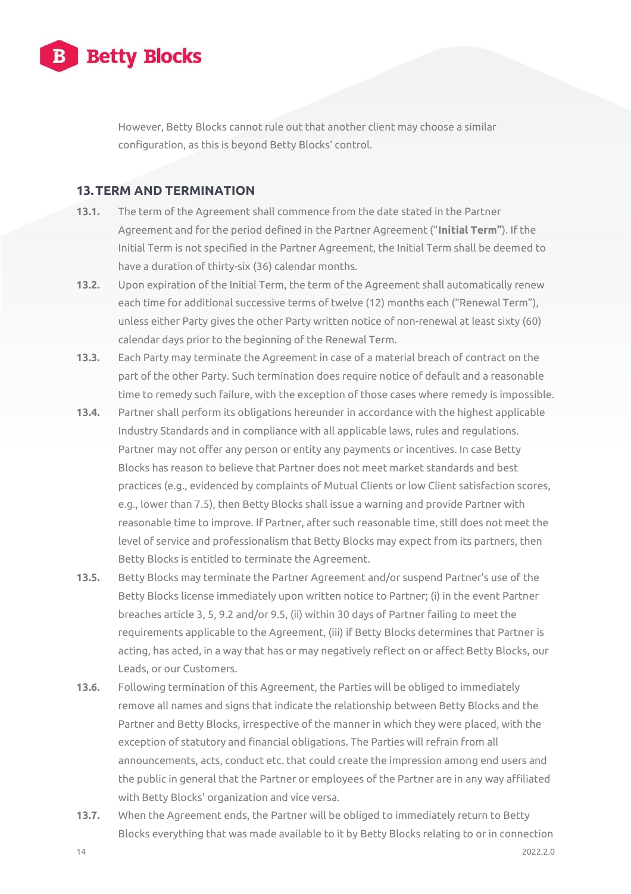However, Betty Blocks cannot rule out that another client may choose a similar configuration, as this is beyond Betty Blocks' control.

## 13. TERM AND TERMINATION

**13.1.** The term of the Agreement shall commence from the date stated in the Partner Agreement and for the period defined in the Partner Agreement ("**Initial Term"**). If the Initial Term is not specified in the Partner Agreement, the Initial Term shall be deemed to have a duration of thirty-six (36) calendar months.

**13.2.** Upon expiration of the Initial Term, the term of the Agreement shall automatically renew each time for additional successive terms of twelve (12) months each ("Renewal Term"), unless either Party gives the other Party written notice of non-renewal at least sixty (60) calendar days prior to the beginning of the Renewal Term.

**13.3.** Each Party may terminate the Agreement in case of a material breach of contract on the part of the other Party. Such termination does require notice of default and a reasonable time to remedy such failure, with the exception of those cases where remedy is impossible.

**13.4.** Partner shall perform its obligations hereunder in accordance with the highest applicable Industry Standards and in compliance with all applicable laws, rules and regulations. Partner may not offer any person or entity any payments or incentives. In case Betty Blocks has reason to believe that Partner does not meet market standards and best practices (e.g., evidenced by complaints of Mutual Clients or low Client satisfaction scores, e.g., lower than 7.5), then Betty Blocks shall issue a warning and provide Partner with reasonable time to improve. If Partner, after such reasonable time, still does not meet the level of service and professionalism that Betty Blocks may expect from its partners, then Betty Blocks is entitled to terminate the Agreement.

**13.5.** Betty Blocks may terminate the Partner Agreement and/or suspend Partner's use of the Betty Blocks license immediately upon written notice to Partner; (i) in the event Partner breaches article 3, 5, 9.2 and/or 9.5, (ii) within 30 days of Partner failing to meet the requirements applicable to the Agreement, (iii) if Betty Blocks determines that Partner is acting, has acted, in a way that has or may negatively reflect on or affect Betty Blocks, our Leads, or our Customers.

**13.6.** Following termination of this Agreement, the Parties will be obliged to immediately remove all names and signs that indicate the relationship between Betty Blocks and the Partner and Betty Blocks, irrespective of the manner in which they were placed, with the exception of statutory and financial obligations. The Parties will refrain from all announcements, acts, conduct etc. that could create the impression among end users and the public in general that the Partner or employees of the Partner are in any way affiliated with Betty Blocks' organization and vice versa.

**13.7.** When the Agreement ends, the Partner will be obliged to immediately return to Betty Blocks everything that was made available to it by Betty Blocks relating to or in connection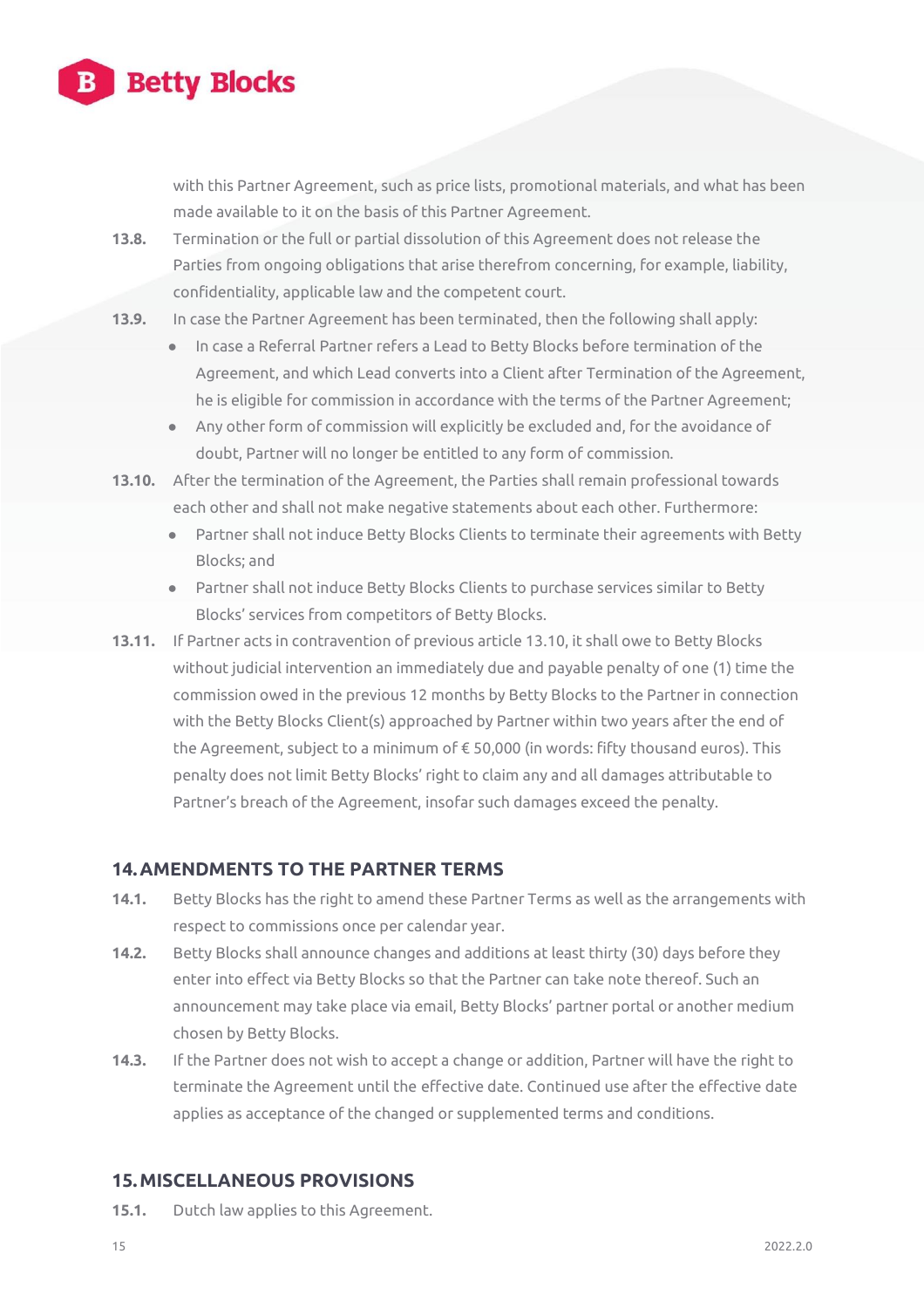with this Partner Agreement, such as price lists, promotional materials, and what has been made available to it on the basis of this Partner Agreement.

**13.8.** Termination or the full or partial dissolution of this Agreement does not release the Parties from ongoing obligations that arise therefrom concerning, for example, liability, confidentiality, applicable law and the competent court.

**13.9.** In case the Partner Agreement has been terminated, then the following shall apply:

- In case a Referral Partner refers a Lead to Betty Blocks before termination of the Agreement, and which Lead converts into a Client after Termination of the Agreement, he is eligible for commission in accordance with the terms of the Partner Agreement;
- Any other form of commission will explicitly be excluded and, for the avoidance of doubt, Partner will no longer be entitled to any form of commission.

**13.10.** After the termination of the Agreement, the Parties shall remain professional towards each other and shall not make negative statements about each other. Furthermore:

- Partner shall not induce Betty Blocks Clients to terminate their agreements with Betty Blocks; and
- Partner shall not induce Betty Blocks Clients to purchase services similar to Betty Blocks' services from competitors of Betty Blocks.

**13.11.** If Partner acts in contravention of previous article 13.10, it shall owe to Betty Blocks without judicial intervention an immediately due and payable penalty of one (1) time the commission owed in the previous 12 months by Betty Blocks to the Partner in connection with the Betty Blocks Client(s) approached by Partner within two years after the end of the Agreement, subject to a minimum of € 50,000 (in words: fifty thousand euros). This penalty does not limit Betty Blocks' right to claim any and all damages attributable to Partner's breach of the Agreement, insofar such damages exceed the penalty.

## 14. AMENDMENTS TO THE PARTNER TERMS

**14.1.** Betty Blocks has the right to amend these Partner Terms as well as the arrangements with respect to commissions once per calendar year.

**14.2.** Betty Blocks shall announce changes and additions at least thirty (30) days before they enter into effect via Betty Blocks so that the Partner can take note thereof. Such an announcement may take place via email, Betty Blocks' partner portal or another medium chosen by Betty Blocks.

**14.3.** If the Partner does not wish to accept a change or addition, Partner will have the right to terminate the Agreement until the effective date. Continued use after the effective date applies as acceptance of the changed or supplemented terms and conditions.

## 15. MISCELLANEOUS PROVISIONS

**15.1.** Dutch law applies to this Agreement.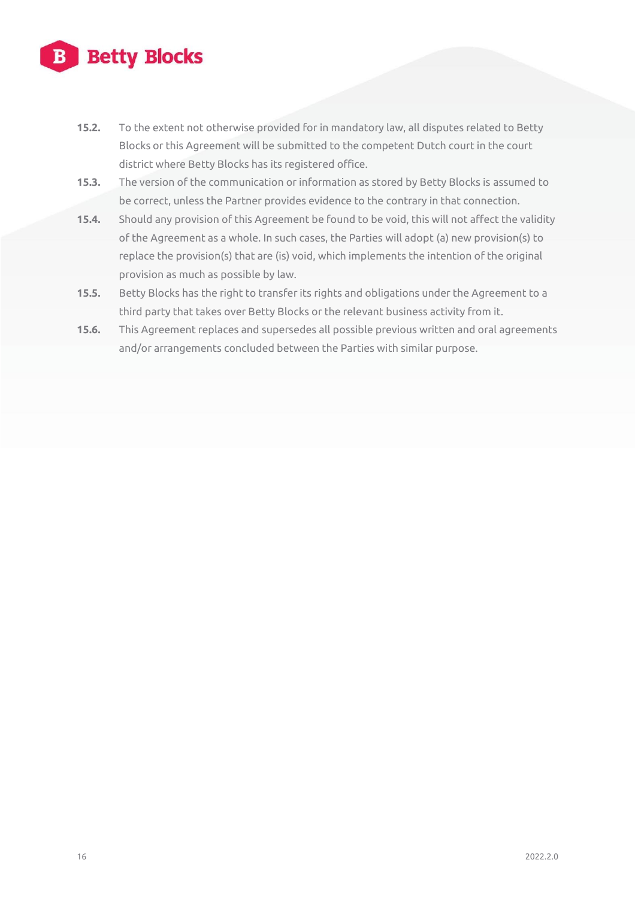**15.2.** To the extent not otherwise provided for in mandatory law, all disputes related to Betty Blocks or this Agreement will be submitted to the competent Dutch court in the court district where Betty Blocks has its registered office.

**15.3.** The version of the communication or information as stored by Betty Blocks is assumed to be correct, unless the Partner provides evidence to the contrary in that connection.

**15.4.** Should any provision of this Agreement be found to be void, this will not affect the validity of the Agreement as a whole. In such cases, the Parties will adopt (a) new provision(s) to replace the provision(s) that are (is) void, which implements the intention of the original provision as much as possible by law.

**15.5.** Betty Blocks has the right to transfer its rights and obligations under the Agreement to a third party that takes over Betty Blocks or the relevant business activity from it.

**15.6.** This Agreement replaces and supersedes all possible previous written and oral agreements and/or arrangements concluded between the Parties with similar purpose.